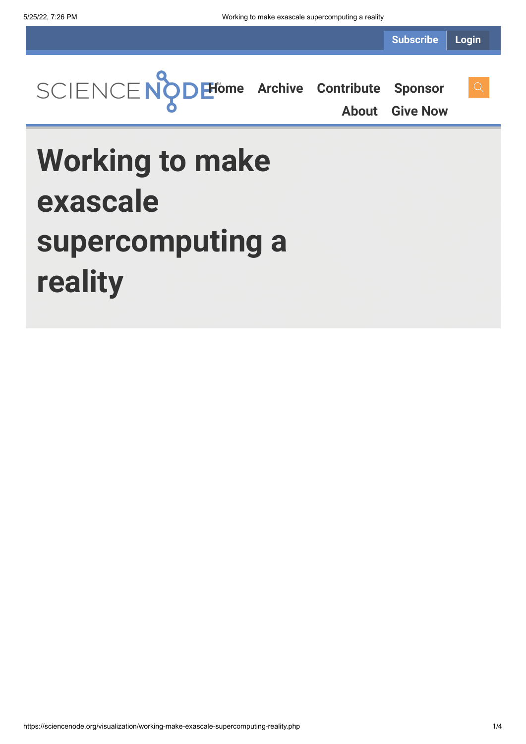Subscribe Login

SCIENCE NODE™ Home Archive Contribute Sponsor About Give Now

# Working to make exascale supercomputing a reality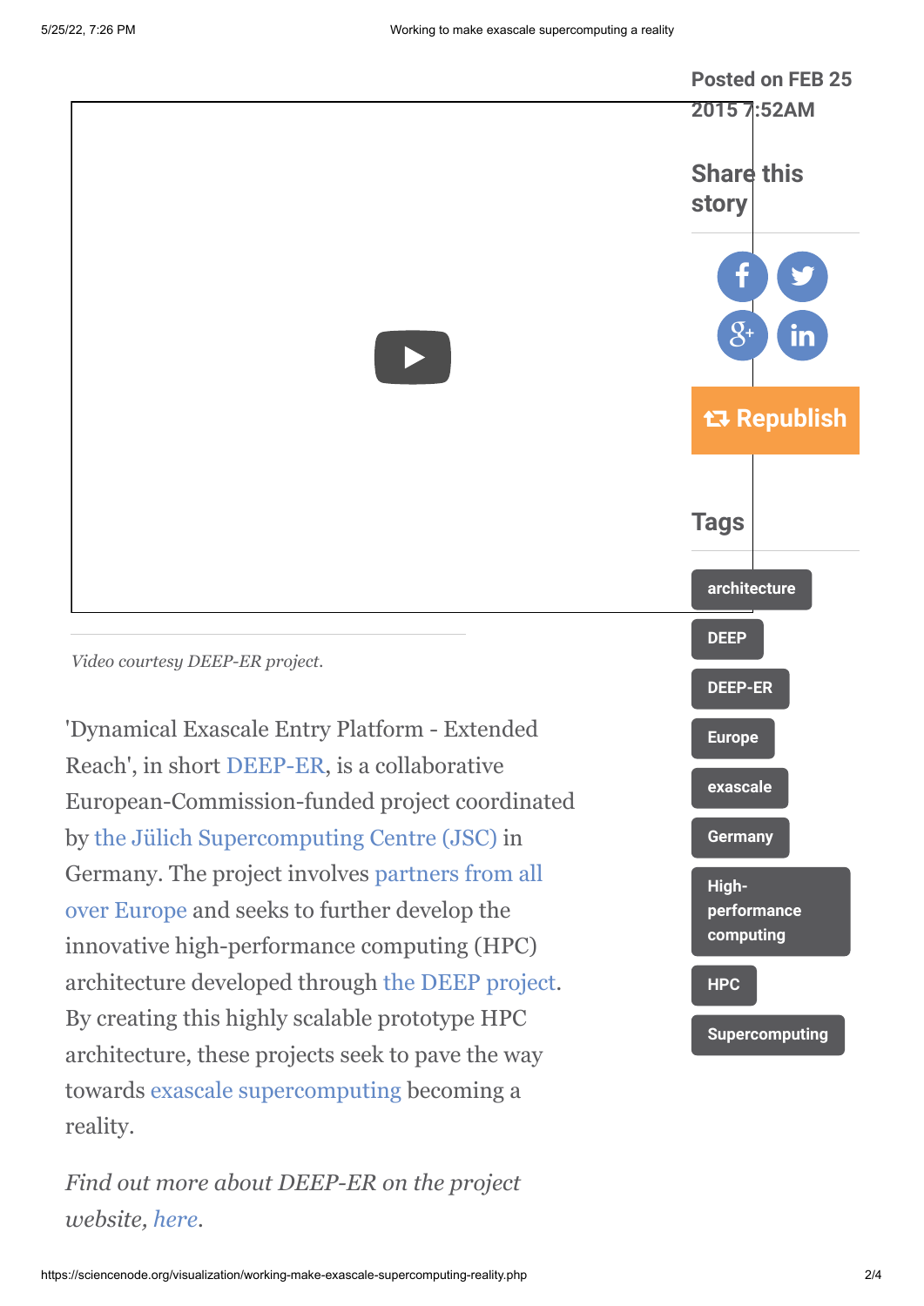Posted on FEB 25 2015 7:52AM

Share this story

Republish

Tags

architecture

DEEP

DEEP-ER

Europe

exascale

Germany

High-performance computing

HPC

Supercomputing

*Video courtesy DEEP-ER project.*

'Dynamical Exascale Entry Platform - Extended Reach', in short DEEP-ER, is a collaborative European-Commission-funded project coordinated by the Jülich Supercomputing Centre (JSC) in Germany. The project involves partners from all over Europe and seeks to further develop the innovative high-performance computing (HPC) architecture developed through the DEEP project. By creating this highly scalable prototype HPC architecture, these projects seek to pave the way towards exascale supercomputing becoming a reality.

*Find out more about DEEP-ER on the project website, here.*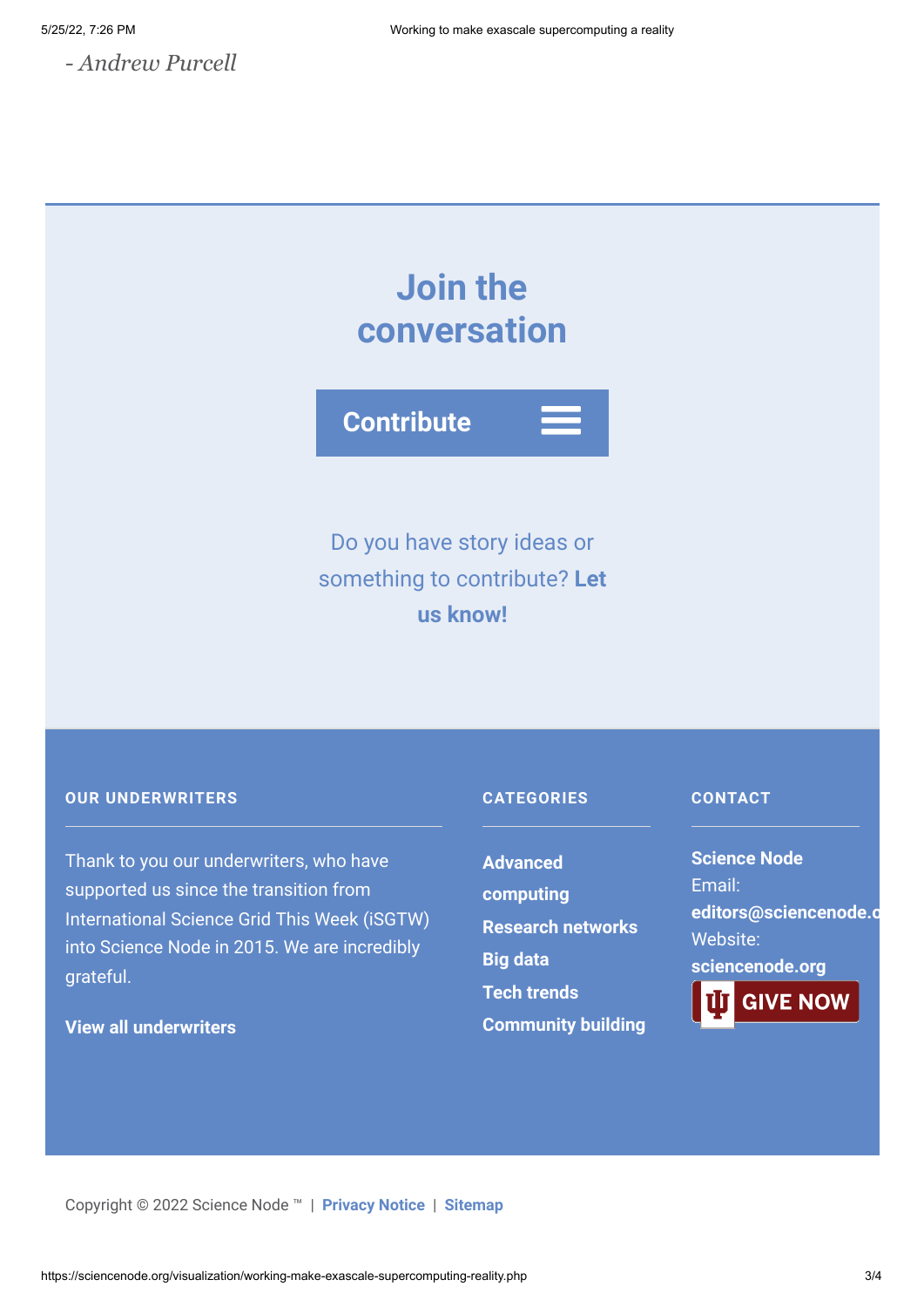*- Andrew Purcell*

## Join the conversation

**Contribute**

Do you have story ideas or something to contribute? **Let us know!**

### OUR UNDERWRITERS

Thank to you our underwriters, who have supported us since the transition from International Science Grid This Week (iSGTW) into Science Node in 2015. We are incredibly grateful.

**View all underwriters**

### CATEGORIES

- **Advanced computing**
- **Research networks**
- **Big data**
- **Tech trends**
- **Community building**

### CONTACT

**Science Node**
Email: **editors@sciencenode.o**
Website: **sciencenode.org**

**GIVE NOW**

Copyright © 2022 Science Node ™ | **Privacy Notice** | **Sitemap**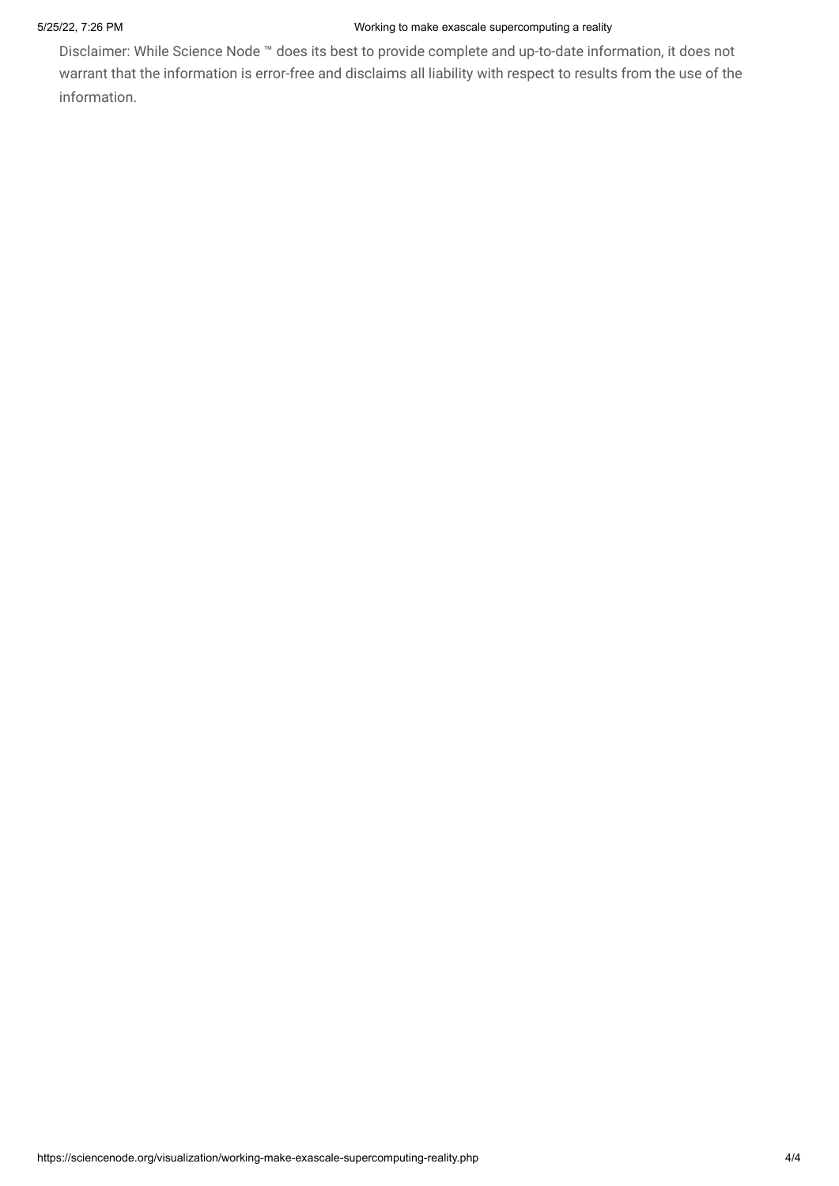Disclaimer: While Science Node ™ does its best to provide complete and up-to-date information, it does not warrant that the information is error-free and disclaims all liability with respect to results from the use of the information.